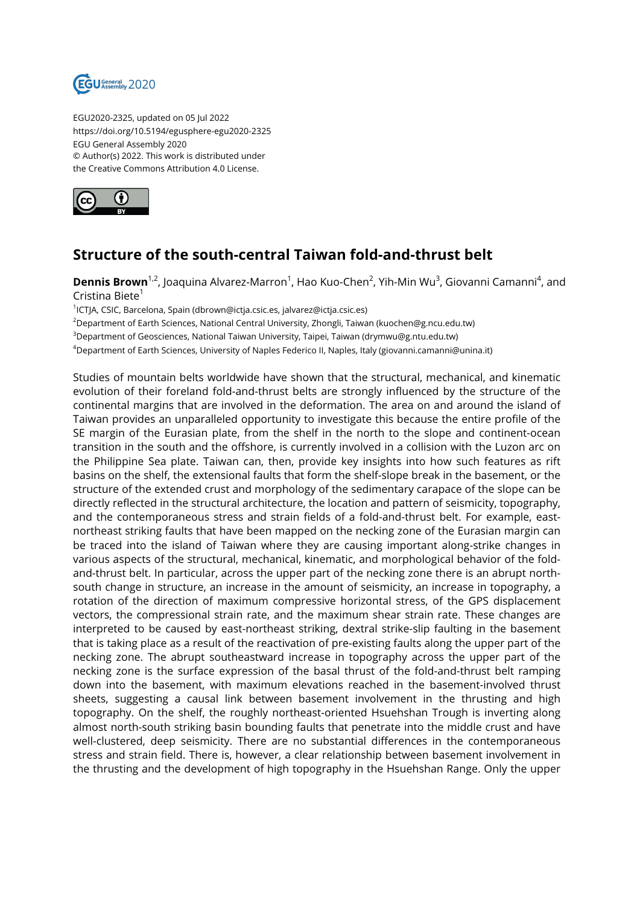EGU2020-2325, updated on 05 Jul 2022
https://doi.org/10.5194/egusphere-egu2020-2325
EGU General Assembly 2020
© Author(s) 2022. This work is distributed under
the Creative Commons Attribution 4.0 License.

# Structure of the south-central Taiwan fold-and-thrust belt

**Dennis Brown**[1,2], Joaquina Alvarez-Marron[1], Hao Kuo-Chen[2], Yih-Min Wu[3], Giovanni Camanni[4], and Cristina Biete[1]

[1]ICTJA, CSIC, Barcelona, Spain (dbrown@ictja.csic.es, jalvarez@ictja.csic.es)
[2]Department of Earth Sciences, National Central University, Zhongli, Taiwan (kuochen@g.ncu.edu.tw)
[3]Department of Geosciences, National Taiwan University, Taipei, Taiwan (drymwu@ntu.edu.tw)
[4]Department of Earth Sciences, University of Naples Federico II, Naples, Italy (giovanni.camanni@unina.it)

Studies of mountain belts worldwide have shown that the structural, mechanical, and kinematic evolution of their foreland fold-and-thrust belts are strongly influenced by the structure of the continental margins that are involved in the deformation. The area on and around the island of Taiwan provides an unparalleled opportunity to investigate this because the entire profile of the SE margin of the Eurasian plate, from the shelf in the north to the slope and continent-ocean transition in the south and the offshore, is currently involved in a collision with the Luzon arc on the Philippine Sea plate. Taiwan can, then, provide key insights into how such features as rift basins on the shelf, the extensional faults that form the shelf-slope break in the basement, or the structure of the extended crust and morphology of the sedimentary carapace of the slope can be directly reflected in the structural architecture, the location and pattern of seismicity, topography, and the contemporaneous stress and strain fields of a fold-and-thrust belt. For example, east-northeast striking faults that have been mapped on the necking zone of the Eurasian margin can be traced into the island of Taiwan where they are causing important along-strike changes in various aspects of the structural, mechanical, kinematic, and morphological behavior of the fold-and-thrust belt. In particular, across the upper part of the necking zone there is an abrupt north-south change in structure, an increase in the amount of seismicity, an increase in topography, a rotation of the direction of maximum compressive horizontal stress, of the GPS displacement vectors, the compressional strain rate, and the maximum shear strain rate. These changes are interpreted to be caused by east-northeast striking, dextral strike-slip faulting in the basement that is taking place as a result of the reactivation of pre-existing faults along the upper part of the necking zone. The abrupt southeastward increase in topography across the upper part of the necking zone is the surface expression of the basal thrust of the fold-and-thrust belt ramping down into the basement, with maximum elevations reached in the basement-involved thrust sheets, suggesting a causal link between basement involvement in the thrusting and high topography. On the shelf, the roughly northeast-oriented Hsuehshan Trough is inverting along almost north-south striking basin bounding faults that penetrate into the middle crust and have well-clustered, deep seismicity. There are no substantial differences in the contemporaneous stress and strain field. There is, however, a clear relationship between basement involvement in the thrusting and the development of high topography in the Hsuehshan Range. Only the upper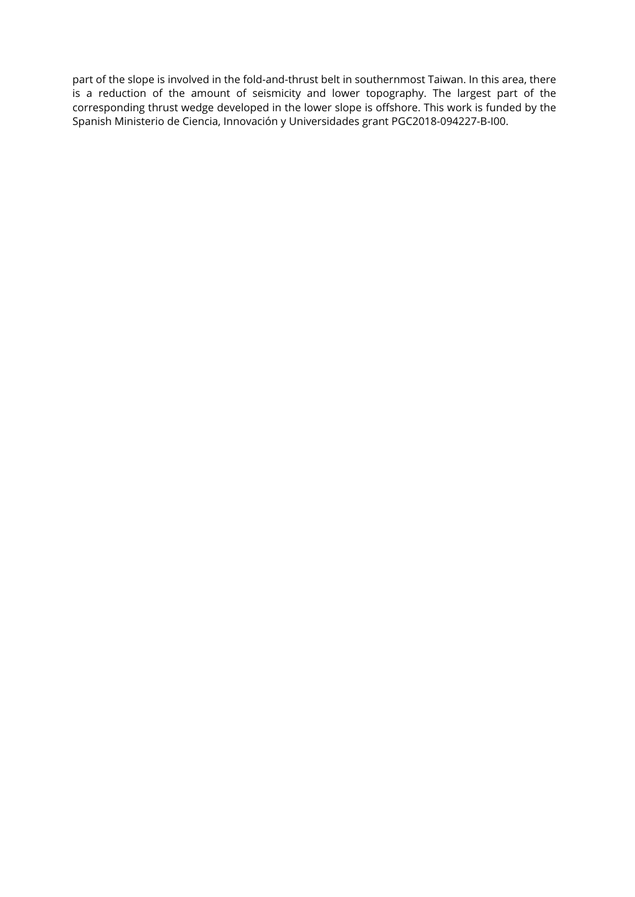part of the slope is involved in the fold-and-thrust belt in southernmost Taiwan. In this area, there is a reduction of the amount of seismicity and lower topography. The largest part of the corresponding thrust wedge developed in the lower slope is offshore. This work is funded by the Spanish Ministerio de Ciencia, Innovación y Universidades grant PGC2018-094227-B-I00.